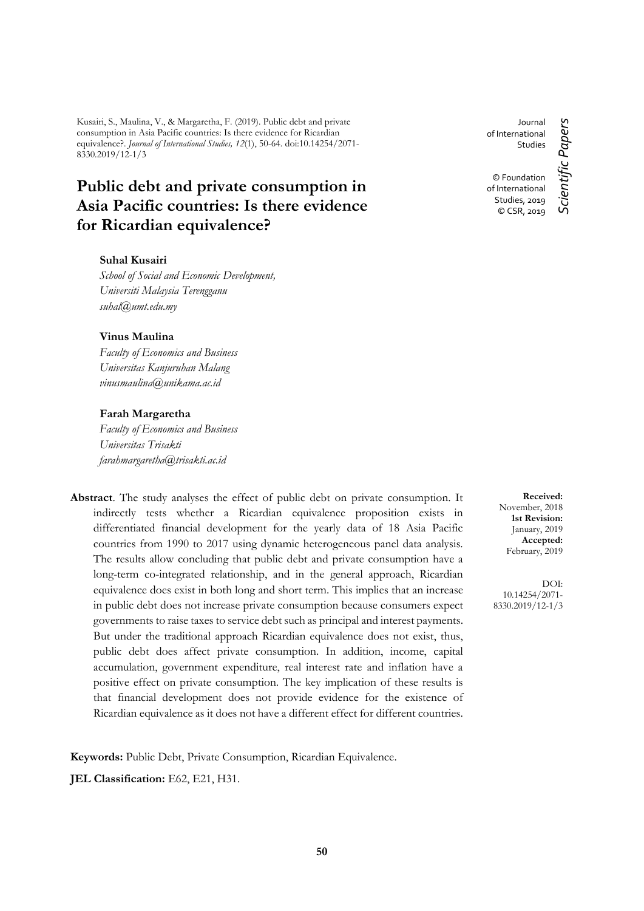Kusairi, S., Maulina, V., & Margaretha, F. (2019). Public debt and private consumption in Asia Pacific countries: Is there evidence for Ricardian equivalence?. *Journal of International Studies, 12*(1), 50-64. doi:10.14254/2071-8330.2019/12-1/3

Journal of International Studies

© Foundation of International Studies, 2019
© CSR, 2019

*Scientific Papers*

# Public debt and private consumption in Asia Pacific countries: Is there evidence for Ricardian equivalence?

**Suhal Kusairi**
*School of Social and Economic Development,*
*Universiti Malaysia Terengganu*
*suhal@umt.edu.my*

**Vinus Maulina**
*Faculty of Economics and Business*
*Universitas Kanjuruhan Malang*
*vinusmaulina@unikama.ac.id*

**Farah Margaretha**
*Faculty of Economics and Business*
*Universitas Trisakti*
*farahmargaretha@trisakti.ac.id*

**Abstract**. The study analyses the effect of public debt on private consumption. It indirectly tests whether a Ricardian equivalence proposition exists in differentiated financial development for the yearly data of 18 Asia Pacific countries from 1990 to 2017 using dynamic heterogeneous panel data analysis. The results allow concluding that public debt and private consumption have a long-term co-integrated relationship, and in the general approach, Ricardian equivalence does exist in both long and short term. This implies that an increase in public debt does not increase private consumption because consumers expect governments to raise taxes to service debt such as principal and interest payments. But under the traditional approach Ricardian equivalence does not exist, thus, public debt does affect private consumption. In addition, income, capital accumulation, government expenditure, real interest rate and inflation have a positive effect on private consumption. The key implication of these results is that financial development does not provide evidence for the existence of Ricardian equivalence as it does not have a different effect for different countries.

**Received:** November, 2018
**1st Revision:** January, 2019
**Accepted:** February, 2019

DOI: 10.14254/2071-8330.2019/12-1/3

**Keywords:** Public Debt, Private Consumption, Ricardian Equivalence.

**JEL Classification:** E62, E21, H31.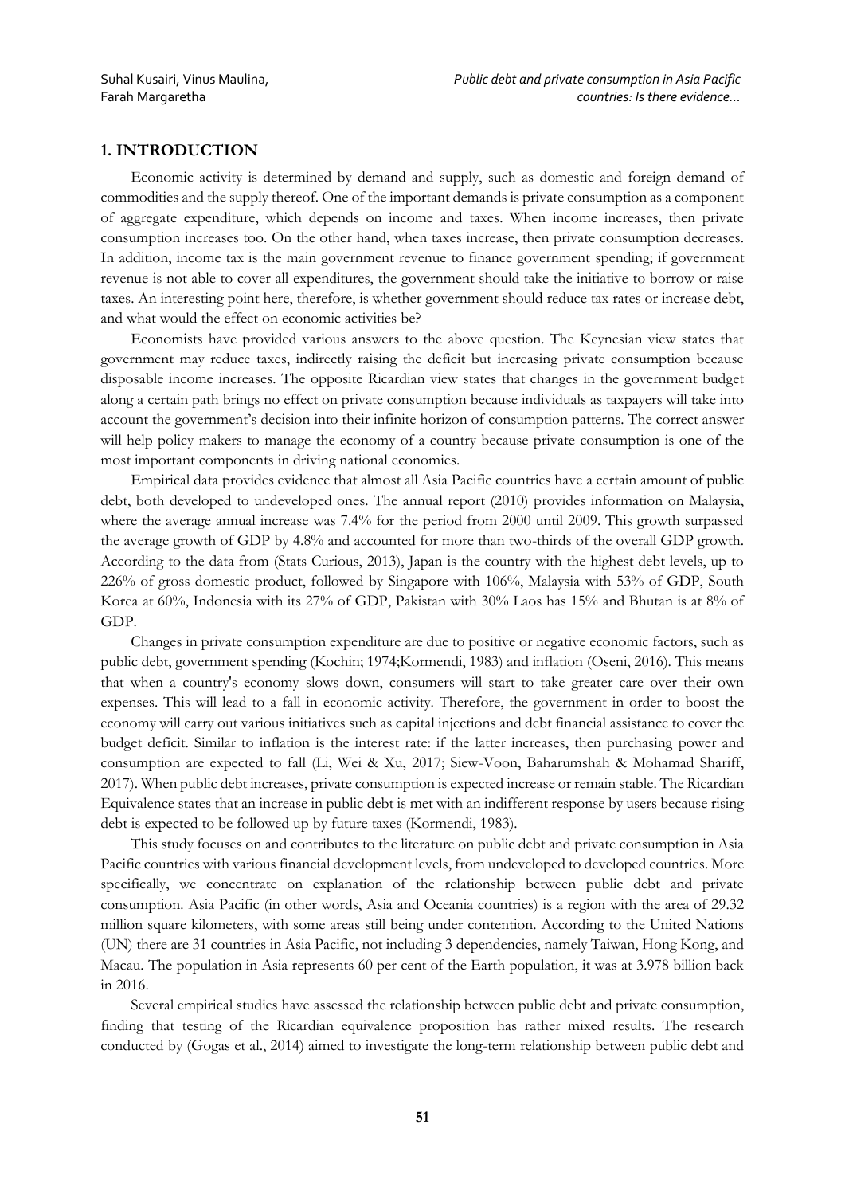## 1. INTRODUCTION

Economic activity is determined by demand and supply, such as domestic and foreign demand of commodities and the supply thereof. One of the important demands is private consumption as a component of aggregate expenditure, which depends on income and taxes. When income increases, then private consumption increases too. On the other hand, when taxes increase, then private consumption decreases. In addition, income tax is the main government revenue to finance government spending; if government revenue is not able to cover all expenditures, the government should take the initiative to borrow or raise taxes. An interesting point here, therefore, is whether government should reduce tax rates or increase debt, and what would the effect on economic activities be?

Economists have provided various answers to the above question. The Keynesian view states that government may reduce taxes, indirectly raising the deficit but increasing private consumption because disposable income increases. The opposite Ricardian view states that changes in the government budget along a certain path brings no effect on private consumption because individuals as taxpayers will take into account the government's decision into their infinite horizon of consumption patterns. The correct answer will help policy makers to manage the economy of a country because private consumption is one of the most important components in driving national economies.

Empirical data provides evidence that almost all Asia Pacific countries have a certain amount of public debt, both developed to undeveloped ones. The annual report (2010) provides information on Malaysia, where the average annual increase was 7.4% for the period from 2000 until 2009. This growth surpassed the average growth of GDP by 4.8% and accounted for more than two-thirds of the overall GDP growth. According to the data from (Stats Curious, 2013), Japan is the country with the highest debt levels, up to 226% of gross domestic product, followed by Singapore with 106%, Malaysia with 53% of GDP, South Korea at 60%, Indonesia with its 27% of GDP, Pakistan with 30% Laos has 15% and Bhutan is at 8% of GDP.

Changes in private consumption expenditure are due to positive or negative economic factors, such as public debt, government spending (Kochin; 1974;Kormendi, 1983) and inflation (Oseni, 2016). This means that when a country's economy slows down, consumers will start to take greater care over their own expenses. This will lead to a fall in economic activity. Therefore, the government in order to boost the economy will carry out various initiatives such as capital injections and debt financial assistance to cover the budget deficit. Similar to inflation is the interest rate: if the latter increases, then purchasing power and consumption are expected to fall (Li, Wei & Xu, 2017; Siew-Voon, Baharumshah & Mohamad Shariff, 2017). When public debt increases, private consumption is expected increase or remain stable. The Ricardian Equivalence states that an increase in public debt is met with an indifferent response by users because rising debt is expected to be followed up by future taxes (Kormendi, 1983).

This study focuses on and contributes to the literature on public debt and private consumption in Asia Pacific countries with various financial development levels, from undeveloped to developed countries. More specifically, we concentrate on explanation of the relationship between public debt and private consumption. Asia Pacific (in other words, Asia and Oceania countries) is a region with the area of 29.32 million square kilometers, with some areas still being under contention. According to the United Nations (UN) there are 31 countries in Asia Pacific, not including 3 dependencies, namely Taiwan, Hong Kong, and Macau. The population in Asia represents 60 per cent of the Earth population, it was at 3.978 billion back in 2016.

Several empirical studies have assessed the relationship between public debt and private consumption, finding that testing of the Ricardian equivalence proposition has rather mixed results. The research conducted by (Gogas et al., 2014) aimed to investigate the long-term relationship between public debt and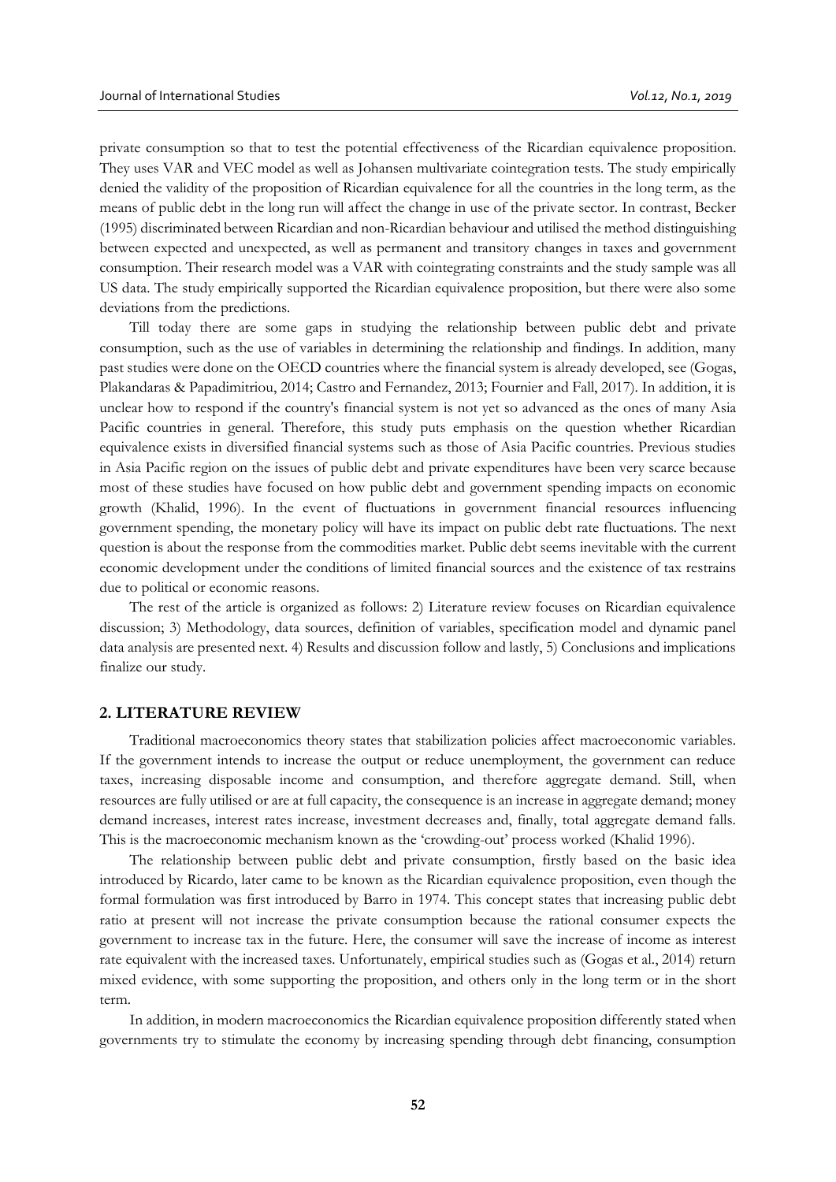private consumption so that to test the potential effectiveness of the Ricardian equivalence proposition. They uses VAR and VEC model as well as Johansen multivariate cointegration tests. The study empirically denied the validity of the proposition of Ricardian equivalence for all the countries in the long term, as the means of public debt in the long run will affect the change in use of the private sector. In contrast, Becker (1995) discriminated between Ricardian and non-Ricardian behaviour and utilised the method distinguishing between expected and unexpected, as well as permanent and transitory changes in taxes and government consumption. Their research model was a VAR with cointegrating constraints and the study sample was all US data. The study empirically supported the Ricardian equivalence proposition, but there were also some deviations from the predictions.

Till today there are some gaps in studying the relationship between public debt and private consumption, such as the use of variables in determining the relationship and findings. In addition, many past studies were done on the OECD countries where the financial system is already developed, see (Gogas, Plakandaras & Papadimitriou, 2014; Castro and Fernandez, 2013; Fournier and Fall, 2017). In addition, it is unclear how to respond if the country's financial system is not yet so advanced as the ones of many Asia Pacific countries in general. Therefore, this study puts emphasis on the question whether Ricardian equivalence exists in diversified financial systems such as those of Asia Pacific countries. Previous studies in Asia Pacific region on the issues of public debt and private expenditures have been very scarce because most of these studies have focused on how public debt and government spending impacts on economic growth (Khalid, 1996). In the event of fluctuations in government financial resources influencing government spending, the monetary policy will have its impact on public debt rate fluctuations. The next question is about the response from the commodities market. Public debt seems inevitable with the current economic development under the conditions of limited financial sources and the existence of tax restrains due to political or economic reasons.

The rest of the article is organized as follows: 2) Literature review focuses on Ricardian equivalence discussion; 3) Methodology, data sources, definition of variables, specification model and dynamic panel data analysis are presented next. 4) Results and discussion follow and lastly, 5) Conclusions and implications finalize our study.

## 2. LITERATURE REVIEW

Traditional macroeconomics theory states that stabilization policies affect macroeconomic variables. If the government intends to increase the output or reduce unemployment, the government can reduce taxes, increasing disposable income and consumption, and therefore aggregate demand. Still, when resources are fully utilised or are at full capacity, the consequence is an increase in aggregate demand; money demand increases, interest rates increase, investment decreases and, finally, total aggregate demand falls. This is the macroeconomic mechanism known as the 'crowding-out' process worked (Khalid 1996).

The relationship between public debt and private consumption, firstly based on the basic idea introduced by Ricardo, later came to be known as the Ricardian equivalence proposition, even though the formal formulation was first introduced by Barro in 1974. This concept states that increasing public debt ratio at present will not increase the private consumption because the rational consumer expects the government to increase tax in the future. Here, the consumer will save the increase of income as interest rate equivalent with the increased taxes. Unfortunately, empirical studies such as (Gogas et al., 2014) return mixed evidence, with some supporting the proposition, and others only in the long term or in the short term.

In addition, in modern macroeconomics the Ricardian equivalence proposition differently stated when governments try to stimulate the economy by increasing spending through debt financing, consumption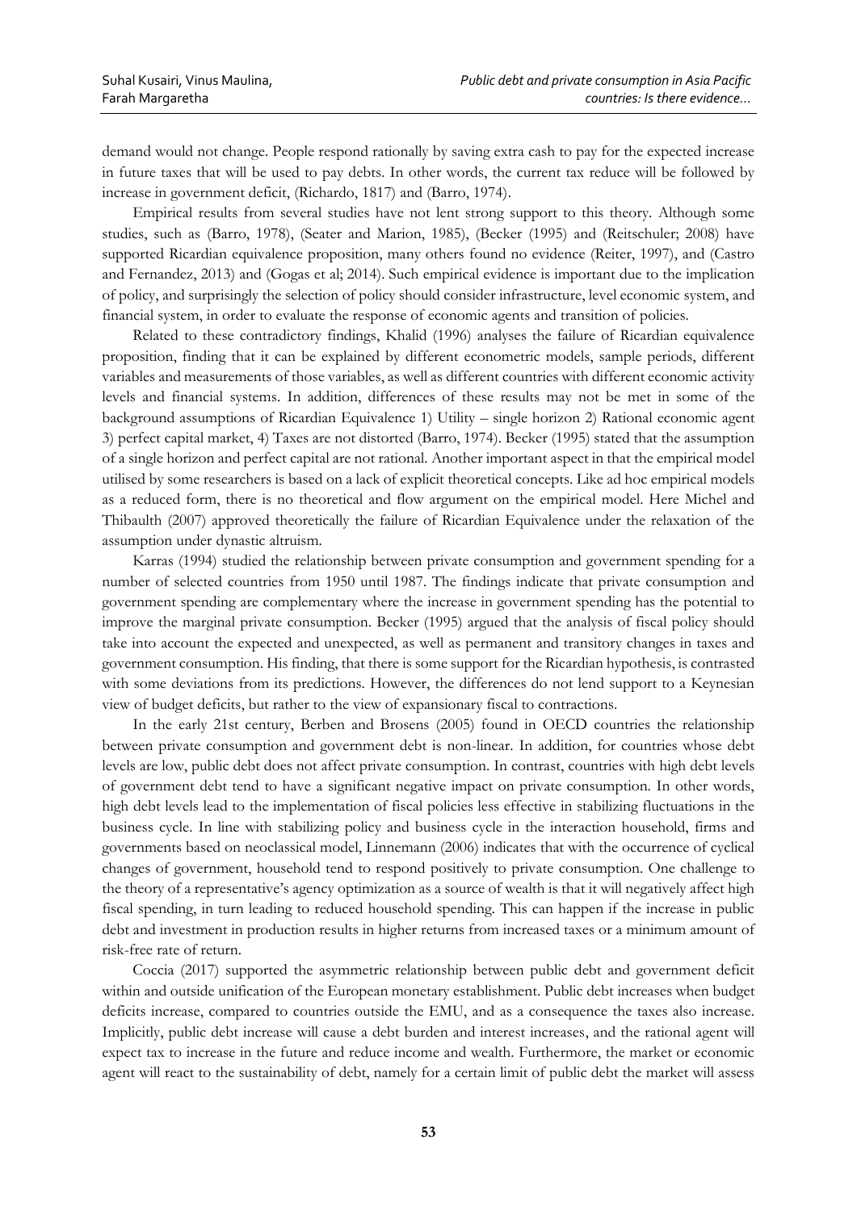demand would not change. People respond rationally by saving extra cash to pay for the expected increase in future taxes that will be used to pay debts. In other words, the current tax reduce will be followed by increase in government deficit, (Richardo, 1817) and (Barro, 1974).

Empirical results from several studies have not lent strong support to this theory. Although some studies, such as (Barro, 1978), (Seater and Marion, 1985), (Becker (1995) and (Reitschuler; 2008) have supported Ricardian equivalence proposition, many others found no evidence (Reiter, 1997), and (Castro and Fernandez, 2013) and (Gogas et al; 2014). Such empirical evidence is important due to the implication of policy, and surprisingly the selection of policy should consider infrastructure, level economic system, and financial system, in order to evaluate the response of economic agents and transition of policies.

Related to these contradictory findings, Khalid (1996) analyses the failure of Ricardian equivalence proposition, finding that it can be explained by different econometric models, sample periods, different variables and measurements of those variables, as well as different countries with different economic activity levels and financial systems. In addition, differences of these results may not be met in some of the background assumptions of Ricardian Equivalence 1) Utility – single horizon 2) Rational economic agent 3) perfect capital market, 4) Taxes are not distorted (Barro, 1974). Becker (1995) stated that the assumption of a single horizon and perfect capital are not rational. Another important aspect in that the empirical model utilised by some researchers is based on a lack of explicit theoretical concepts. Like ad hoc empirical models as a reduced form, there is no theoretical and flow argument on the empirical model. Here Michel and Thibaulth (2007) approved theoretically the failure of Ricardian Equivalence under the relaxation of the assumption under dynastic altruism.

Karras (1994) studied the relationship between private consumption and government spending for a number of selected countries from 1950 until 1987. The findings indicate that private consumption and government spending are complementary where the increase in government spending has the potential to improve the marginal private consumption. Becker (1995) argued that the analysis of fiscal policy should take into account the expected and unexpected, as well as permanent and transitory changes in taxes and government consumption. His finding, that there is some support for the Ricardian hypothesis, is contrasted with some deviations from its predictions. However, the differences do not lend support to a Keynesian view of budget deficits, but rather to the view of expansionary fiscal to contractions.

In the early 21st century, Berben and Brosens (2005) found in OECD countries the relationship between private consumption and government debt is non-linear. In addition, for countries whose debt levels are low, public debt does not affect private consumption. In contrast, countries with high debt levels of government debt tend to have a significant negative impact on private consumption. In other words, high debt levels lead to the implementation of fiscal policies less effective in stabilizing fluctuations in the business cycle. In line with stabilizing policy and business cycle in the interaction household, firms and governments based on neoclassical model, Linnemann (2006) indicates that with the occurrence of cyclical changes of government, household tend to respond positively to private consumption. One challenge to the theory of a representative's agency optimization as a source of wealth is that it will negatively affect high fiscal spending, in turn leading to reduced household spending. This can happen if the increase in public debt and investment in production results in higher returns from increased taxes or a minimum amount of risk-free rate of return.

Coccia (2017) supported the asymmetric relationship between public debt and government deficit within and outside unification of the European monetary establishment. Public debt increases when budget deficits increase, compared to countries outside the EMU, and as a consequence the taxes also increase. Implicitly, public debt increase will cause a debt burden and interest increases, and the rational agent will expect tax to increase in the future and reduce income and wealth. Furthermore, the market or economic agent will react to the sustainability of debt, namely for a certain limit of public debt the market will assess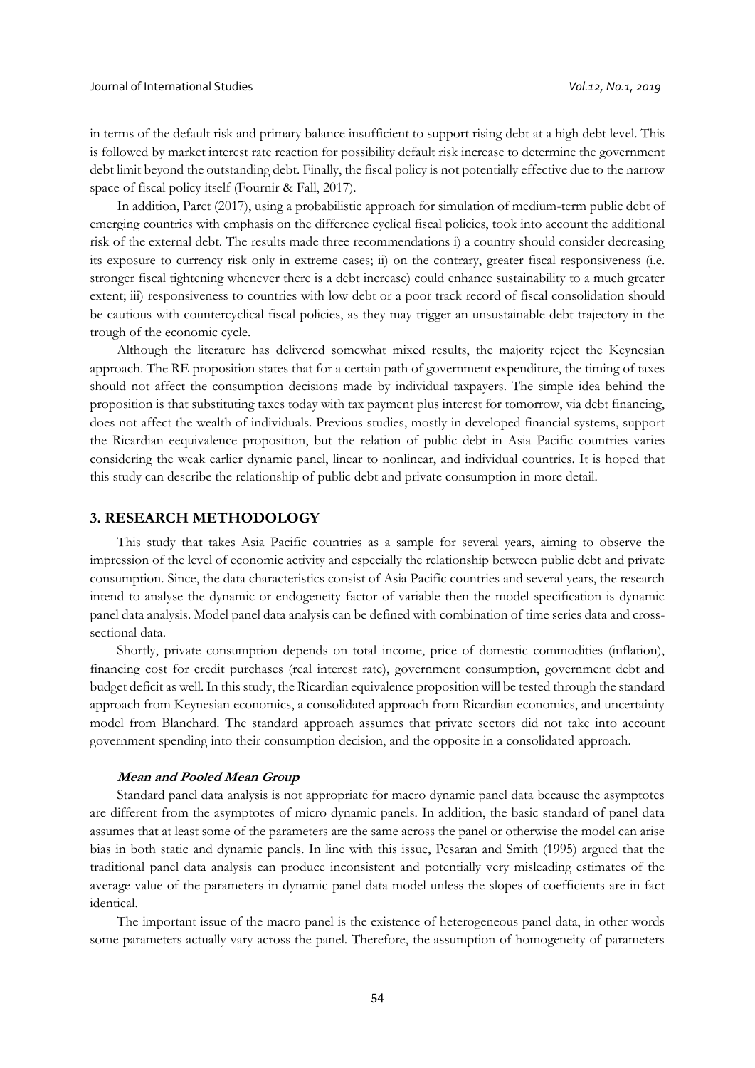in terms of the default risk and primary balance insufficient to support rising debt at a high debt level. This is followed by market interest rate reaction for possibility default risk increase to determine the government debt limit beyond the outstanding debt. Finally, the fiscal policy is not potentially effective due to the narrow space of fiscal policy itself (Fournir & Fall, 2017).

In addition, Paret (2017), using a probabilistic approach for simulation of medium-term public debt of emerging countries with emphasis on the difference cyclical fiscal policies, took into account the additional risk of the external debt. The results made three recommendations i) a country should consider decreasing its exposure to currency risk only in extreme cases; ii) on the contrary, greater fiscal responsiveness (i.e. stronger fiscal tightening whenever there is a debt increase) could enhance sustainability to a much greater extent; iii) responsiveness to countries with low debt or a poor track record of fiscal consolidation should be cautious with countercyclical fiscal policies, as they may trigger an unsustainable debt trajectory in the trough of the economic cycle.

Although the literature has delivered somewhat mixed results, the majority reject the Keynesian approach. The RE proposition states that for a certain path of government expenditure, the timing of taxes should not affect the consumption decisions made by individual taxpayers. The simple idea behind the proposition is that substituting taxes today with tax payment plus interest for tomorrow, via debt financing, does not affect the wealth of individuals. Previous studies, mostly in developed financial systems, support the Ricardian eequivalence proposition, but the relation of public debt in Asia Pacific countries varies considering the weak earlier dynamic panel, linear to nonlinear, and individual countries. It is hoped that this study can describe the relationship of public debt and private consumption in more detail.

## 3. RESEARCH METHODOLOGY

This study that takes Asia Pacific countries as a sample for several years, aiming to observe the impression of the level of economic activity and especially the relationship between public debt and private consumption. Since, the data characteristics consist of Asia Pacific countries and several years, the research intend to analyse the dynamic or endogeneity factor of variable then the model specification is dynamic panel data analysis. Model panel data analysis can be defined with combination of time series data and cross-sectional data.

Shortly, private consumption depends on total income, price of domestic commodities (inflation), financing cost for credit purchases (real interest rate), government consumption, government debt and budget deficit as well. In this study, the Ricardian equivalence proposition will be tested through the standard approach from Keynesian economics, a consolidated approach from Ricardian economics, and uncertainty model from Blanchard. The standard approach assumes that private sectors did not take into account government spending into their consumption decision, and the opposite in a consolidated approach.

### *Mean and Pooled Mean Group*

Standard panel data analysis is not appropriate for macro dynamic panel data because the asymptotes are different from the asymptotes of micro dynamic panels. In addition, the basic standard of panel data assumes that at least some of the parameters are the same across the panel or otherwise the model can arise bias in both static and dynamic panels. In line with this issue, Pesaran and Smith (1995) argued that the traditional panel data analysis can produce inconsistent and potentially very misleading estimates of the average value of the parameters in dynamic panel data model unless the slopes of coefficients are in fact identical.

The important issue of the macro panel is the existence of heterogeneous panel data, in other words some parameters actually vary across the panel. Therefore, the assumption of homogeneity of parameters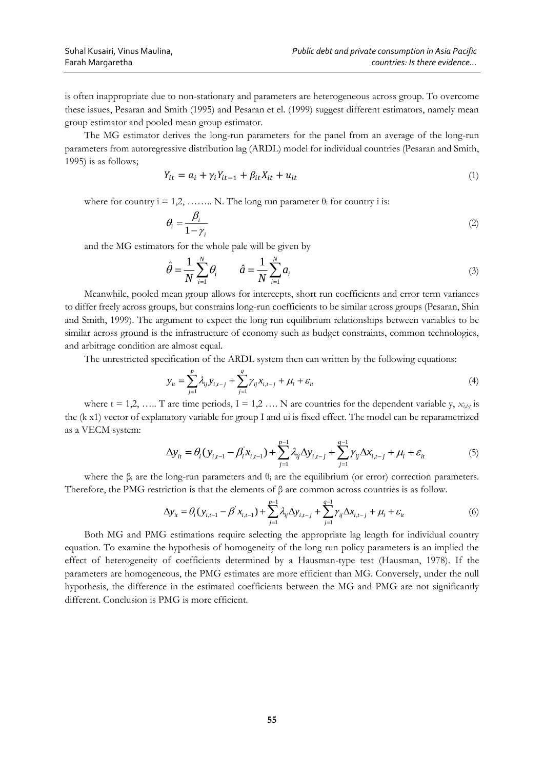is often inappropriate due to non-stationary and parameters are heterogeneous across group. To overcome these issues, Pesaran and Smith (1995) and Pesaran et el. (1999) suggest different estimators, namely mean group estimator and pooled mean group estimator.

The MG estimator derives the long-run parameters for the panel from an average of the long-run parameters from autoregressive distribution lag (ARDL) model for individual countries (Pesaran and Smith, 1995) is as follows;

$$Y_{it} = a_i + \gamma_i Y_{it-1} + \beta_{it} X_{it} + u_{it} \tag{1}$$

where for country i = 1,2, …….. N. The long run parameter $\theta_i$ for country i is:

$$\theta_i = \frac{\beta_i}{1-\gamma_i} \tag{2}$$

and the MG estimators for the whole pale will be given by

$$\hat{\theta} = \frac{1}{N}\sum_{i=1}^{N}\theta_i \qquad \hat{a} = \frac{1}{N}\sum_{i=1}^{N}a_i \tag{3}$$

Meanwhile, pooled mean group allows for intercepts, short run coefficients and error term variances to differ freely across groups, but constrains long-run coefficients to be similar across groups (Pesaran, Shin and Smith, 1999). The argument to expect the long run equilibrium relationships between variables to be similar across ground is the infrastructure of economy such as budget constraints, common technologies, and arbitrage condition are almost equal.

The unrestricted specification of the ARDL system then can written by the following equations:

$$y_{it} = \sum_{j=1}^{p}\lambda_{ij} y_{i,t-j} + \sum_{j=1}^{q}\gamma_{ij} x_{i,t-j} + \mu_i + \varepsilon_{it} \tag{4}$$

where t = 1,2, ….. T are time periods, I = 1,2 …. N are countries for the dependent variable y, $x_{i,t-j}$ is the (k x1) vector of explanatory variable for group I and ui is fixed effect. The model can be reparametrized as a VECM system:

$$\Delta y_{it} = \theta_i (y_{i,t-1} - \beta_i^{'} x_{i,t-1}) + \sum_{j=1}^{p-1}\lambda_{ij}\Delta y_{i,t-j} + \sum_{j=1}^{q-1}\gamma_{ij}\Delta x_{i,t-j} + \mu_i + \varepsilon_{it} \tag{5}$$

where the $\beta_i$ are the long-run parameters and $\theta_i$ are the equilibrium (or error) correction parameters. Therefore, the PMG restriction is that the elements of β are common across countries is as follow.

$$\Delta y_{it} = \theta_i (y_{i,t-1} - \beta^{'} x_{i,t-1}) + \sum_{j=1}^{p-1}\lambda_{ij}\Delta y_{i,t-j} + \sum_{j=1}^{q-1}\gamma_{ij}\Delta x_{i,t-j} + \mu_i + \varepsilon_{it} \tag{6}$$

Both MG and PMG estimations require selecting the appropriate lag length for individual country equation. To examine the hypothesis of homogeneity of the long run policy parameters is an implied the effect of heterogeneity of coefficients determined by a Hausman-type test (Hausman, 1978). If the parameters are homogeneous, the PMG estimates are more efficient than MG. Conversely, under the null hypothesis, the difference in the estimated coefficients between the MG and PMG are not significantly different. Conclusion is PMG is more efficient.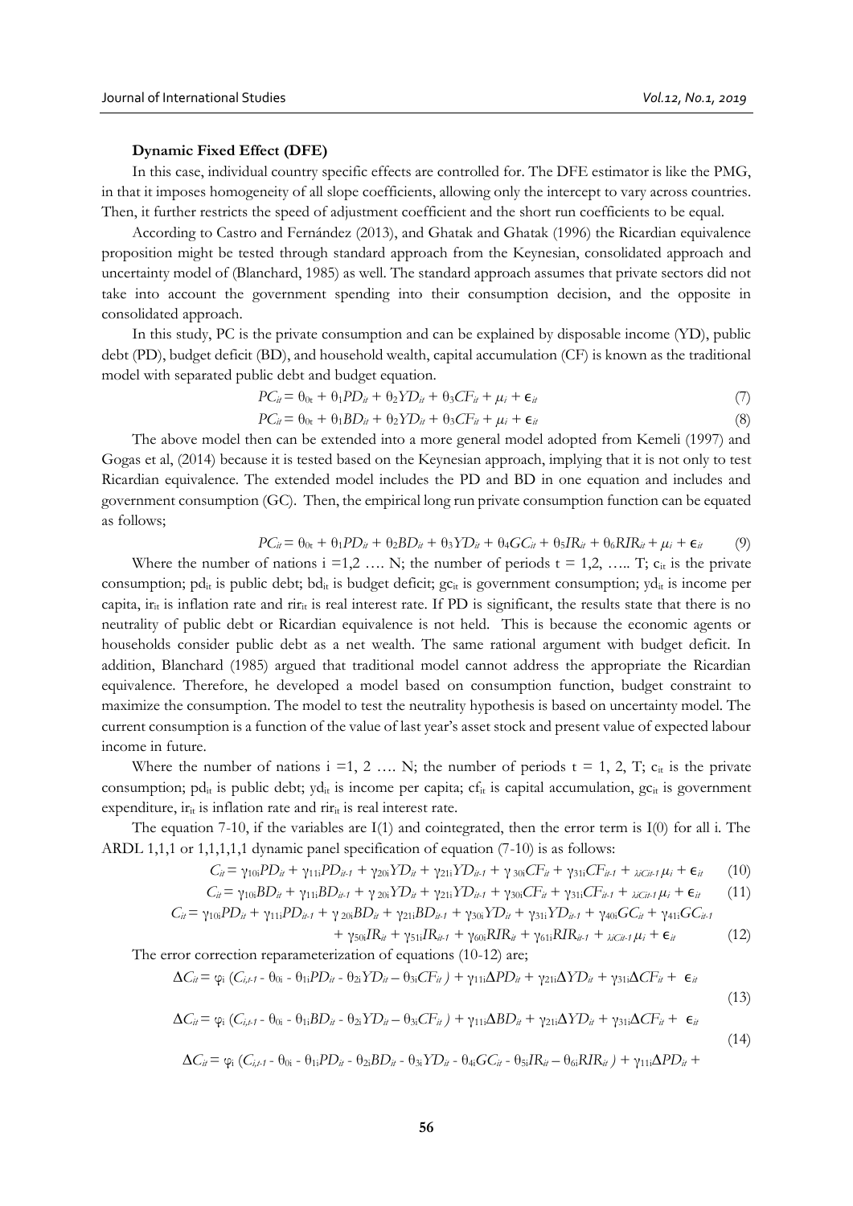**Dynamic Fixed Effect (DFE)**

In this case, individual country specific effects are controlled for. The DFE estimator is like the PMG, in that it imposes homogeneity of all slope coefficients, allowing only the intercept to vary across countries. Then, it further restricts the speed of adjustment coefficient and the short run coefficients to be equal.

According to Castro and Fernández (2013), and Ghatak and Ghatak (1996) the Ricardian equivalence proposition might be tested through standard approach from the Keynesian, consolidated approach and uncertainty model of (Blanchard, 1985) as well. The standard approach assumes that private sectors did not take into account the government spending into their consumption decision, and the opposite in consolidated approach.

In this study, PC is the private consumption and can be explained by disposable income (YD), public debt (PD), budget deficit (BD), and household wealth, capital accumulation (CF) is known as the traditional model with separated public debt and budget equation.

$$PC_{it} = \theta_{0t} + \theta_1 PD_{it} + \theta_2 YD_{it} + \theta_3 CF_{it} + \mu_i + \epsilon_{it} \tag{7}$$

$$PC_{it} = \theta_{0t} + \theta_1 BD_{it} + \theta_2 YD_{it} + \theta_3 CF_{it} + \mu_i + \epsilon_{it} \tag{8}$$

The above model then can be extended into a more general model adopted from Kemeli (1997) and Gogas et al, (2014) because it is tested based on the Keynesian approach, implying that it is not only to test Ricardian equivalence. The extended model includes the PD and BD in one equation and includes and government consumption (GC). Then, the empirical long run private consumption function can be equated as follows;

$$PC_{it} = \theta_{0t} + \theta_1 PD_{it} + \theta_2 BD_{it} + \theta_3 YD_{it} + \theta_4 GC_{it} + \theta_5 IR_{it} + \theta_6 RIR_{it} + \mu_i + \epsilon_{it} \tag{9}$$

Where the number of nations i =1,2 …. N; the number of periods t = 1,2, ….. T; $c_{it}$ is the private consumption; $pd_{it}$ is public debt; $bd_{it}$ is budget deficit; $gc_{it}$ is government consumption; $yd_{it}$ is income per capita, $ir_{it}$ is inflation rate and $rir_{it}$ is real interest rate. If PD is significant, the results state that there is no neutrality of public debt or Ricardian equivalence is not held. This is because the economic agents or households consider public debt as a net wealth. The same rational argument with budget deficit. In addition, Blanchard (1985) argued that traditional model cannot address the appropriate the Ricardian equivalence. Therefore, he developed a model based on consumption function, budget constraint to maximize the consumption. The model to test the neutrality hypothesis is based on uncertainty model. The current consumption is a function of the value of last year's asset stock and present value of expected labour income in future.

Where the number of nations i =1, 2 …. N; the number of periods t = 1, 2, T; $c_{it}$ is the private consumption; $pd_{it}$ is public debt; $yd_{it}$ is income per capita; $cf_{it}$ is capital accumulation, $gc_{it}$ is government expenditure, $ir_{it}$ is inflation rate and $rir_{it}$ is real interest rate.

The equation 7-10, if the variables are I(1) and cointegrated, then the error term is I(0) for all i. The ARDL 1,1,1 or 1,1,1,1,1 dynamic panel specification of equation (7-10) is as follows:

$$C_{it} = \gamma_{10i} PD_{it} + \gamma_{11i} PD_{it-1} + \gamma_{20i} YD_{it} + \gamma_{21i} YD_{it-1} + \gamma_{30i} CF_{it} + \gamma_{31i} CF_{it-1} + {}_{\lambda i Cit-1}\mu_i + \epsilon_{it} \tag{10}$$

$$C_{it} = \gamma_{10i} BD_{it} + \gamma_{11i} BD_{it-1} + \gamma_{20i} YD_{it} + \gamma_{21i} YD_{it-1} + \gamma_{30i} CF_{it} + \gamma_{31i} CF_{it-1} + {}_{\lambda i Cit-1}\mu_i + \epsilon_{it} \tag{11}$$

$$C_{it} = \gamma_{10i} PD_{it} + \gamma_{11i} PD_{it-1} + \gamma_{20i} BD_{it} + \gamma_{21i} BD_{it-1} + \gamma_{30i} YD_{it} + \gamma_{31i} YD_{it-1} + \gamma_{40i} GC_{it} + \gamma_{41i} GC_{it-1} + \gamma_{50i} IR_{it} + \gamma_{51i} IR_{it-1} + \gamma_{60i} RIR_{it} + \gamma_{61i} RIR_{it-1} + {}_{\lambda i Cit-1}\mu_i + \epsilon_{it} \tag{12}$$

The error correction reparameterization of equations (10-12) are;

$$\Delta C_{it} = \varphi_i (C_{i,t-1} - \theta_{0i} - \theta_{1i} PD_{it} - \theta_{2i} YD_{it} - \theta_{3i} CF_{it}) + \gamma_{11i} \Delta PD_{it} + \gamma_{21i} \Delta YD_{it} + \gamma_{31i} \Delta CF_{it} + \epsilon_{it} \tag{13}$$

$$\Delta C_{it} = \varphi_i (C_{i,t-1} - \theta_{0i} - \theta_{1i} BD_{it} - \theta_{2i} YD_{it} - \theta_{3i} CF_{it}) + \gamma_{11i} \Delta BD_{it} + \gamma_{21i} \Delta YD_{it} + \gamma_{31i} \Delta CF_{it} + \epsilon_{it} \tag{14}$$

$$\Delta C_{it} = \varphi_i (C_{i,t-1} - \theta_{0i} - \theta_{1i} PD_{it} - \theta_{2i} BD_{it} - \theta_{3i} YD_{it} - \theta_{4i} GC_{it} - \theta_{5i} IR_{it} - \theta_{6i} RIR_{it}) + \gamma_{11i} \Delta PD_{it} +$$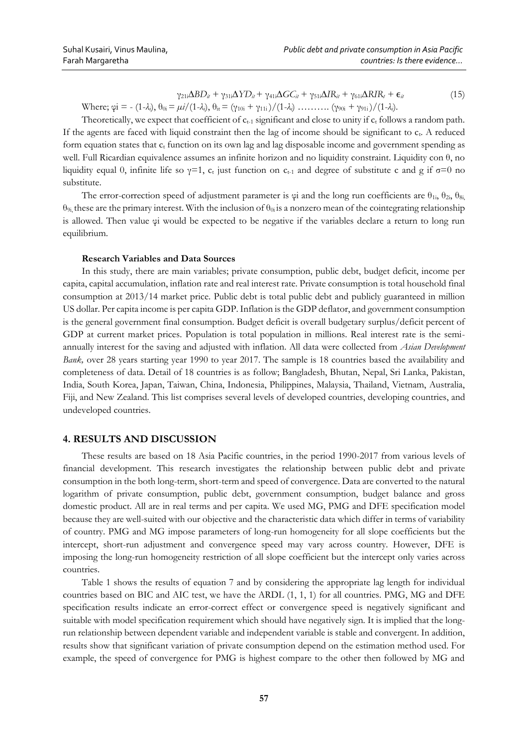$$\gamma_{21i}\Delta BD_{it} + \gamma_{31i}\Delta YD_{it} + \gamma_{41i}\Delta GC_{it} + \gamma_{51i}\Delta IR_{it} + \gamma_{61i}\Delta RIR_{t} + \epsilon_{it} \tag{15}$$

Where; $\varphi i = -(1-\lambda_i)$, $\theta_{0i} = \mu i/(1-\lambda_i)$, $\theta_{it} = (\gamma_{10i} + \gamma_{11i})/(1-\lambda_i)$ ………. $(\gamma_{90i} + \gamma_{91i})/(1-\lambda_i)$.

Theoretically, we expect that coefficient of $c_{t-1}$ significant and close to unity if $c_t$ follows a random path. If the agents are faced with liquid constraint then the lag of income should be significant to $c_t$. A reduced form equation states that $c_t$ function on its own lag and lag disposable income and government spending as well. Full Ricardian equivalence assumes an infinite horizon and no liquidity constraint. Liquidity con $\theta$, no liquidity equal 0, infinite life so $\gamma$=1, $c_t$ just function on $c_{t-1}$ and degree of substitute c and g if $\sigma$=0 no substitute.

The error-correction speed of adjustment parameter is $\varphi$i and the long run coefficients are $\theta_{1i}$, $\theta_{2i}$, $\theta_{8i}$, $\theta_{9i}$, these are the primary interest. With the inclusion of $\theta_{0i}$ is a nonzero mean of the cointegrating relationship is allowed. Then value $\varphi$i would be expected to be negative if the variables declare a return to long run equilibrium.

**Research Variables and Data Sources**

In this study, there are main variables; private consumption, public debt, budget deficit, income per capita, capital accumulation, inflation rate and real interest rate. Private consumption is total household final consumption at 2013/14 market price. Public debt is total public debt and publicly guaranteed in million US dollar. Per capita income is per capita GDP. Inflation is the GDP deflator, and government consumption is the general government final consumption. Budget deficit is overall budgetary surplus/deficit percent of GDP at current market prices. Population is total population in millions. Real interest rate is the semi-annually interest for the saving and adjusted with inflation. All data were collected from *Asian Development Bank,* over 28 years starting year 1990 to year 2017. The sample is 18 countries based the availability and completeness of data. Detail of 18 countries is as follow; Bangladesh, Bhutan, Nepal, Sri Lanka, Pakistan, India, South Korea, Japan, Taiwan, China, Indonesia, Philippines, Malaysia, Thailand, Vietnam, Australia, Fiji, and New Zealand. This list comprises several levels of developed countries, developing countries, and undeveloped countries.

## 4. RESULTS AND DISCUSSION

These results are based on 18 Asia Pacific countries, in the period 1990-2017 from various levels of financial development. This research investigates the relationship between public debt and private consumption in the both long-term, short-term and speed of convergence. Data are converted to the natural logarithm of private consumption, public debt, government consumption, budget balance and gross domestic product. All are in real terms and per capita. We used MG, PMG and DFE specification model because they are well-suited with our objective and the characteristic data which differ in terms of variability of country. PMG and MG impose parameters of long-run homogeneity for all slope coefficients but the intercept, short-run adjustment and convergence speed may vary across country. However, DFE is imposing the long-run homogeneity restriction of all slope coefficient but the intercept only varies across countries.

Table 1 shows the results of equation 7 and by considering the appropriate lag length for individual countries based on BIC and AIC test, we have the ARDL (1, 1, 1) for all countries. PMG, MG and DFE specification results indicate an error-correct effect or convergence speed is negatively significant and suitable with model specification requirement which should have negatively sign. It is implied that the long-run relationship between dependent variable and independent variable is stable and convergent. In addition, results show that significant variation of private consumption depend on the estimation method used. For example, the speed of convergence for PMG is highest compare to the other then followed by MG and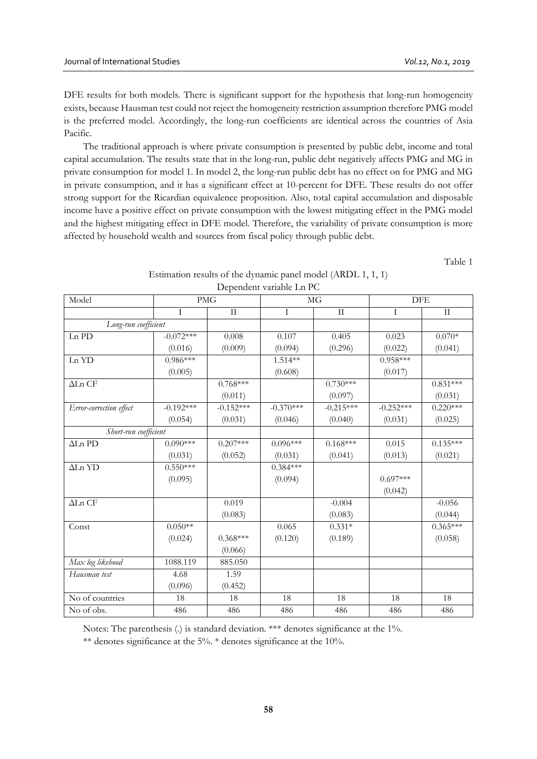DFE results for both models. There is significant support for the hypothesis that long-run homogeneity exists, because Hausman test could not reject the homogeneity restriction assumption therefore PMG model is the preferred model. Accordingly, the long-run coefficients are identical across the countries of Asia Pacific.

The traditional approach is where private consumption is presented by public debt, income and total capital accumulation. The results state that in the long-run, public debt negatively affects PMG and MG in private consumption for model 1. In model 2, the long-run public debt has no effect on for PMG and MG in private consumption, and it has a significant effect at 10-percent for DFE. These results do not offer strong support for the Ricardian equivalence proposition. Also, total capital accumulation and disposable income have a positive effect on private consumption with the lowest mitigating effect in the PMG model and the highest mitigating effect in DFE model. Therefore, the variability of private consumption is more affected by household wealth and sources from fiscal policy through public debt.

Table 1

Estimation results of the dynamic panel model (ARDL 1, 1, 1)
Dependent variable Ln PC

| Model | PMG | | MG | | DFE | |
|---|---|---|---|---|---|---|
| | I | II | I | II | I | II |
| *Long-run coefficient* | | | | | | |
| Ln PD | -0.072*** | 0.008 | 0.107 | 0.405 | 0.023 | 0.070* |
| | (0.016) | (0.009) | (0.094) | (0.296) | (0.022) | (0.041) |
| Ln YD | 0.986*** | | 1.514** | | 0.958*** | |
| | (0.005) | | (0.608) | | (0.017) | |
| ΔLn CF | | 0.768*** | | 0.730*** | | 0.831*** |
| | | (0.011) | | (0.097) | | (0.031) |
| *Error-correction effect* | -0.192*** | -0.152*** | -0.370*** | -0.215*** | -0.252*** | 0.220*** |
| | (0.054) | (0.031) | (0.046) | (0.040) | (0.031) | (0.025) |
| *Short-run coefficient* | | | | | | |
| ΔLn PD | 0.090*** | 0.207*** | 0.096*** | 0.168*** | 0.015 | 0.135*** |
| | (0.031) | (0.052) | (0.031) | (0.041) | (0.013) | (0.021) |
| ΔLn YD | 0.550*** | | 0.384*** | | | |
| | (0.095) | | (0.094) | | 0.697*** | |
| | | | | | (0.042) | |
| ΔLn CF | | 0.019 | | -0.004 | | -0.056 |
| | | (0.083) | | (0.083) | | (0.044) |
| Const | 0.050** | | 0.065 | 0.331* | | 0.365*** |
| | (0.024) | 0.368*** | (0.120) | (0.189) | | (0.058) |
| | | (0.066) | | | | |
| *Max log likehood* | 1088.119 | 885.050 | | | | |
| *Hausman test* | 4.68 | 1.59 | | | | |
| | (0.096) | (0.452) | | | | |
| No of countries | 18 | 18 | 18 | 18 | 18 | 18 |
| No of obs. | 486 | 486 | 486 | 486 | 486 | 486 |

Notes: The parenthesis (.) is standard deviation. *** denotes significance at the 1%.
** denotes significance at the 5%. * denotes significance at the 10%.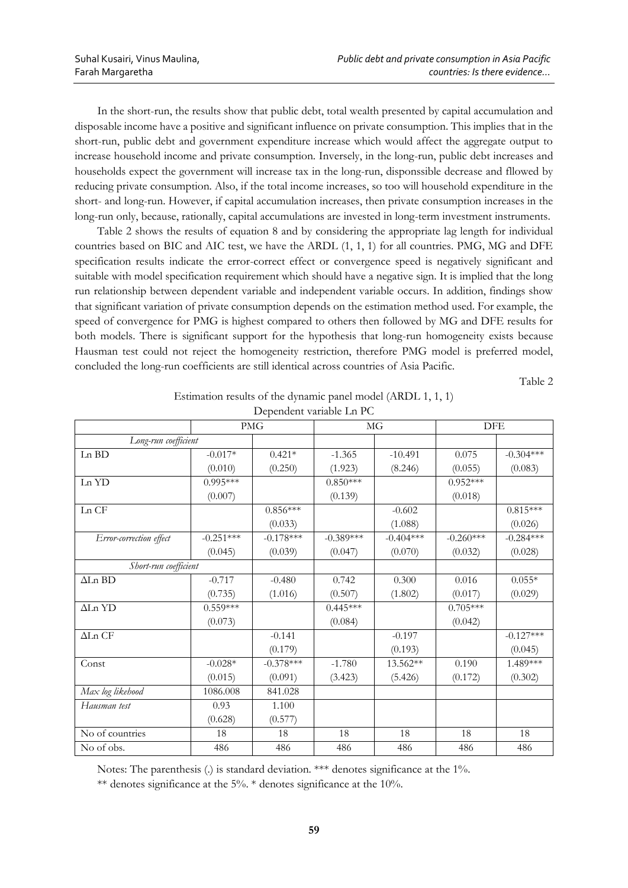In the short-run, the results show that public debt, total wealth presented by capital accumulation and disposable income have a positive and significant influence on private consumption. This implies that in the short-run, public debt and government expenditure increase which would affect the aggregate output to increase household income and private consumption. Inversely, in the long-run, public debt increases and households expect the government will increase tax in the long-run, disponssible decrease and fllowed by reducing private consumption. Also, if the total income increases, so too will household expenditure in the short- and long-run. However, if capital accumulation increases, then private consumption increases in the long-run only, because, rationally, capital accumulations are invested in long-term investment instruments.

Table 2 shows the results of equation 8 and by considering the appropriate lag length for individual countries based on BIC and AIC test, we have the ARDL (1, 1, 1) for all countries. PMG, MG and DFE specification results indicate the error-correct effect or convergence speed is negatively significant and suitable with model specification requirement which should have a negative sign. It is implied that the long run relationship between dependent variable and independent variable occurs. In addition, findings show that significant variation of private consumption depends on the estimation method used. For example, the speed of convergence for PMG is highest compared to others then followed by MG and DFE results for both models. There is significant support for the hypothesis that long-run homogeneity exists because Hausman test could not reject the homogeneity restriction, therefore PMG model is preferred model, concluded the long-run coefficients are still identical across countries of Asia Pacific.

Table 2

Estimation results of the dynamic panel model (ARDL 1, 1, 1)
Dependent variable Ln PC

| | PMG | | MG | | DFE | |
|---|---|---|---|---|---|---|
| *Long-run coefficient* | | | | | | |
| Ln BD | -0.017* | 0.421* | -1.365 | -10.491 | 0.075 | -0.304*** |
| | (0.010) | (0.250) | (1.923) | (8.246) | (0.055) | (0.083) |
| Ln YD | 0.995*** | | 0.850*** | | 0.952*** | |
| | (0.007) | | (0.139) | | (0.018) | |
| Ln CF | | 0.856*** | | -0.602 | | 0.815*** |
| | | (0.033) | | (1.088) | | (0.026) |
| *Error-correction effect* | -0.251*** | -0.178*** | -0.389*** | -0.404*** | -0.260*** | -0.284*** |
| | (0.045) | (0.039) | (0.047) | (0.070) | (0.032) | (0.028) |
| *Short-run coefficient* | | | | | | |
| ΔLn BD | -0.717 | -0.480 | 0.742 | 0.300 | 0.016 | 0.055* |
| | (0.735) | (1.016) | (0.507) | (1.802) | (0.017) | (0.029) |
| ΔLn YD | 0.559*** | | 0.445*** | | 0.705*** | |
| | (0.073) | | (0.084) | | (0.042) | |
| ΔLn CF | | -0.141 | | -0.197 | | -0.127*** |
| | | (0.179) | | (0.193) | | (0.045) |
| Const | -0.028* | -0.378*** | -1.780 | 13.562** | 0.190 | 1.489*** |
| | (0.015) | (0.091) | (3.423) | (5.426) | (0.172) | (0.302) |
| *Max log likehood* | 1086.008 | 841.028 | | | | |
| *Hausman test* | 0.93 | 1.100 | | | | |
| | (0.628) | (0.577) | | | | |
| No of countries | 18 | 18 | 18 | 18 | 18 | 18 |
| No of obs. | 486 | 486 | 486 | 486 | 486 | 486 |

Notes: The parenthesis (.) is standard deviation. *** denotes significance at the 1%.
** denotes significance at the 5%. * denotes significance at the 10%.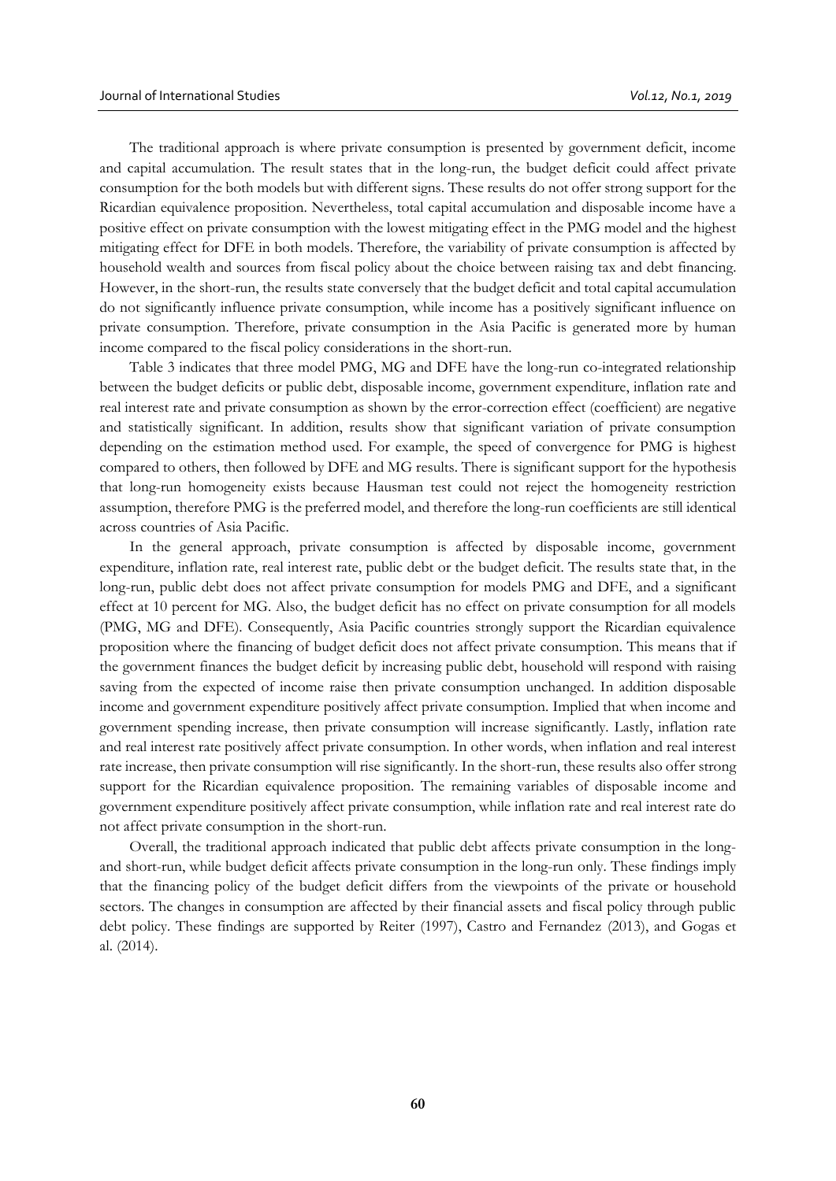The traditional approach is where private consumption is presented by government deficit, income and capital accumulation. The result states that in the long-run, the budget deficit could affect private consumption for the both models but with different signs. These results do not offer strong support for the Ricardian equivalence proposition. Nevertheless, total capital accumulation and disposable income have a positive effect on private consumption with the lowest mitigating effect in the PMG model and the highest mitigating effect for DFE in both models. Therefore, the variability of private consumption is affected by household wealth and sources from fiscal policy about the choice between raising tax and debt financing. However, in the short-run, the results state conversely that the budget deficit and total capital accumulation do not significantly influence private consumption, while income has a positively significant influence on private consumption. Therefore, private consumption in the Asia Pacific is generated more by human income compared to the fiscal policy considerations in the short-run.

Table 3 indicates that three model PMG, MG and DFE have the long-run co-integrated relationship between the budget deficits or public debt, disposable income, government expenditure, inflation rate and real interest rate and private consumption as shown by the error-correction effect (coefficient) are negative and statistically significant. In addition, results show that significant variation of private consumption depending on the estimation method used. For example, the speed of convergence for PMG is highest compared to others, then followed by DFE and MG results. There is significant support for the hypothesis that long-run homogeneity exists because Hausman test could not reject the homogeneity restriction assumption, therefore PMG is the preferred model, and therefore the long-run coefficients are still identical across countries of Asia Pacific.

In the general approach, private consumption is affected by disposable income, government expenditure, inflation rate, real interest rate, public debt or the budget deficit. The results state that, in the long-run, public debt does not affect private consumption for models PMG and DFE, and a significant effect at 10 percent for MG. Also, the budget deficit has no effect on private consumption for all models (PMG, MG and DFE). Consequently, Asia Pacific countries strongly support the Ricardian equivalence proposition where the financing of budget deficit does not affect private consumption. This means that if the government finances the budget deficit by increasing public debt, household will respond with raising saving from the expected of income raise then private consumption unchanged. In addition disposable income and government expenditure positively affect private consumption. Implied that when income and government spending increase, then private consumption will increase significantly. Lastly, inflation rate and real interest rate positively affect private consumption. In other words, when inflation and real interest rate increase, then private consumption will rise significantly. In the short-run, these results also offer strong support for the Ricardian equivalence proposition. The remaining variables of disposable income and government expenditure positively affect private consumption, while inflation rate and real interest rate do not affect private consumption in the short-run.

Overall, the traditional approach indicated that public debt affects private consumption in the long- and short-run, while budget deficit affects private consumption in the long-run only. These findings imply that the financing policy of the budget deficit differs from the viewpoints of the private or household sectors. The changes in consumption are affected by their financial assets and fiscal policy through public debt policy. These findings are supported by Reiter (1997), Castro and Fernandez (2013), and Gogas et al. (2014).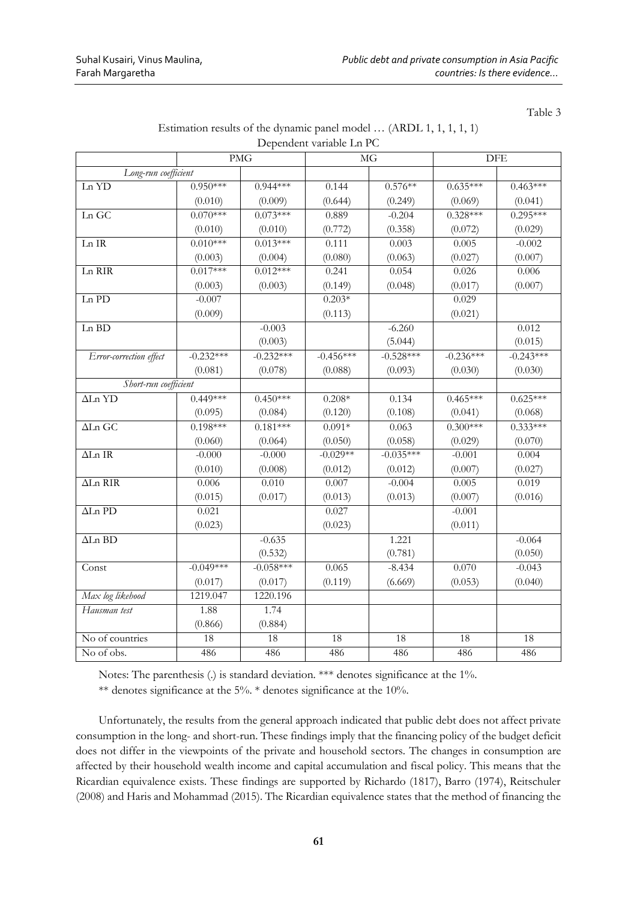Table 3

Estimation results of the dynamic panel model … (ARDL 1, 1, 1, 1, 1)
Dependent variable Ln PC

| | PMG | | MG | | DFE | |
|---|---|---|---|---|---|---|
| *Long-run coefficient* | | | | | | |
| Ln YD | 0.950*** | 0.944*** | 0.144 | 0.576** | 0.635*** | 0.463*** |
| | (0.010) | (0.009) | (0.644) | (0.249) | (0.069) | (0.041) |
| Ln GC | 0.070*** | 0.073*** | 0.889 | -0.204 | 0.328*** | 0.295*** |
| | (0.010) | (0.010) | (0.772) | (0.358) | (0.072) | (0.029) |
| Ln IR | 0.010*** | 0.013*** | 0.111 | 0.003 | 0.005 | -0.002 |
| | (0.003) | (0.004) | (0.080) | (0.063) | (0.027) | (0.007) |
| Ln RIR | 0.017*** | 0.012*** | 0.241 | 0.054 | 0.026 | 0.006 |
| | (0.003) | (0.003) | (0.149) | (0.048) | (0.017) | (0.007) |
| Ln PD | -0.007 | | 0.203* | | 0.029 | |
| | (0.009) | | (0.113) | | (0.021) | |
| Ln BD | | -0.003 | | -6.260 | | 0.012 |
| | | (0.003) | | (5.044) | | (0.015) |
| *Error-correction effect* | -0.232*** | -0.232*** | -0.456*** | -0.528*** | -0.236*** | -0.243*** |
| | (0.081) | (0.078) | (0.088) | (0.093) | (0.030) | (0.030) |
| *Short-run coefficient* | | | | | | |
| ΔLn YD | 0.449*** | 0.450*** | 0.208* | 0.134 | 0.465*** | 0.625*** |
| | (0.095) | (0.084) | (0.120) | (0.108) | (0.041) | (0.068) |
| ΔLn GC | 0.198*** | 0.181*** | 0.091* | 0.063 | 0.300*** | 0.333*** |
| | (0.060) | (0.064) | (0.050) | (0.058) | (0.029) | (0.070) |
| ΔLn IR | -0.000 | -0.000 | -0.029** | -0.035*** | -0.001 | 0.004 |
| | (0.010) | (0.008) | (0.012) | (0.012) | (0.007) | (0.027) |
| ΔLn RIR | 0.006 | 0.010 | 0.007 | -0.004 | 0.005 | 0.019 |
| | (0.015) | (0.017) | (0.013) | (0.013) | (0.007) | (0.016) |
| ΔLn PD | 0.021 | | 0.027 | | -0.001 | |
| | (0.023) | | (0.023) | | (0.011) | |
| ΔLn BD | | -0.635 | | 1.221 | | -0.064 |
| | | (0.532) | | (0.781) | | (0.050) |
| Const | -0.049*** | -0.058*** | 0.065 | -8.434 | 0.070 | -0.043 |
| | (0.017) | (0.017) | (0.119) | (6.669) | (0.053) | (0.040) |
| *Max log likehood* | 1219.047 | 1220.196 | | | | |
| *Hausman test* | 1.88 | 1.74 | | | | |
| | (0.866) | (0.884) | | | | |
| No of countries | 18 | 18 | 18 | 18 | 18 | 18 |
| No of obs. | 486 | 486 | 486 | 486 | 486 | 486 |

Notes: The parenthesis (.) is standard deviation. *** denotes significance at the 1%.
** denotes significance at the 5%. * denotes significance at the 10%.

Unfortunately, the results from the general approach indicated that public debt does not affect private consumption in the long- and short-run. These findings imply that the financing policy of the budget deficit does not differ in the viewpoints of the private and household sectors. The changes in consumption are affected by their household wealth income and capital accumulation and fiscal policy. This means that the Ricardian equivalence exists. These findings are supported by Richardo (1817), Barro (1974), Reitschuler (2008) and Haris and Mohammad (2015). The Ricardian equivalence states that the method of financing the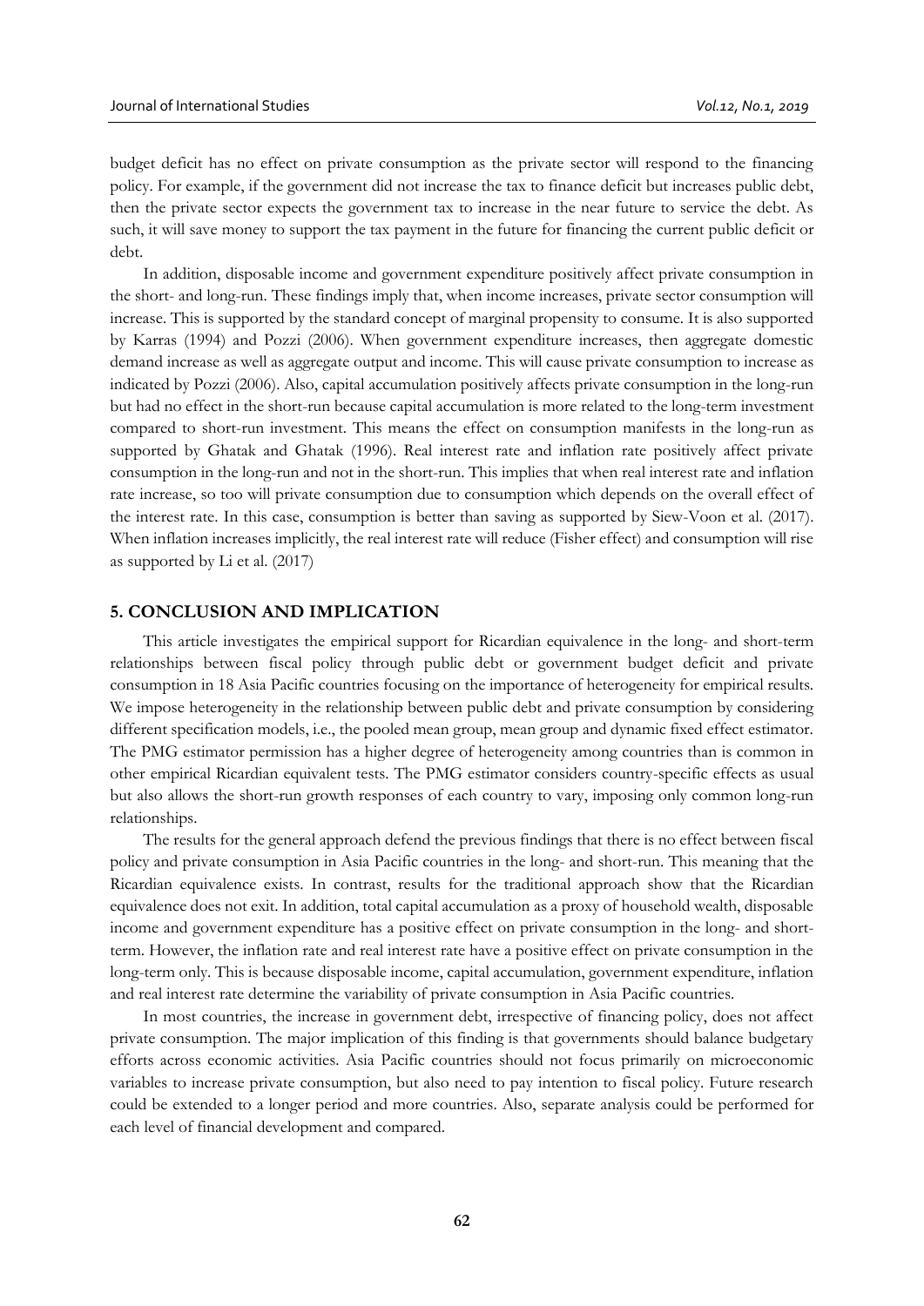budget deficit has no effect on private consumption as the private sector will respond to the financing policy. For example, if the government did not increase the tax to finance deficit but increases public debt, then the private sector expects the government tax to increase in the near future to service the debt. As such, it will save money to support the tax payment in the future for financing the current public deficit or debt.

In addition, disposable income and government expenditure positively affect private consumption in the short- and long-run. These findings imply that, when income increases, private sector consumption will increase. This is supported by the standard concept of marginal propensity to consume. It is also supported by Karras (1994) and Pozzi (2006). When government expenditure increases, then aggregate domestic demand increase as well as aggregate output and income. This will cause private consumption to increase as indicated by Pozzi (2006). Also, capital accumulation positively affects private consumption in the long-run but had no effect in the short-run because capital accumulation is more related to the long-term investment compared to short-run investment. This means the effect on consumption manifests in the long-run as supported by Ghatak and Ghatak (1996). Real interest rate and inflation rate positively affect private consumption in the long-run and not in the short-run. This implies that when real interest rate and inflation rate increase, so too will private consumption due to consumption which depends on the overall effect of the interest rate. In this case, consumption is better than saving as supported by Siew-Voon et al. (2017). When inflation increases implicitly, the real interest rate will reduce (Fisher effect) and consumption will rise as supported by Li et al. (2017)

## 5. CONCLUSION AND IMPLICATION

This article investigates the empirical support for Ricardian equivalence in the long- and short-term relationships between fiscal policy through public debt or government budget deficit and private consumption in 18 Asia Pacific countries focusing on the importance of heterogeneity for empirical results. We impose heterogeneity in the relationship between public debt and private consumption by considering different specification models, i.e., the pooled mean group, mean group and dynamic fixed effect estimator. The PMG estimator permission has a higher degree of heterogeneity among countries than is common in other empirical Ricardian equivalent tests. The PMG estimator considers country-specific effects as usual but also allows the short-run growth responses of each country to vary, imposing only common long-run relationships.

The results for the general approach defend the previous findings that there is no effect between fiscal policy and private consumption in Asia Pacific countries in the long- and short-run. This meaning that the Ricardian equivalence exists. In contrast, results for the traditional approach show that the Ricardian equivalence does not exit. In addition, total capital accumulation as a proxy of household wealth, disposable income and government expenditure has a positive effect on private consumption in the long- and short-term. However, the inflation rate and real interest rate have a positive effect on private consumption in the long-term only. This is because disposable income, capital accumulation, government expenditure, inflation and real interest rate determine the variability of private consumption in Asia Pacific countries.

In most countries, the increase in government debt, irrespective of financing policy, does not affect private consumption. The major implication of this finding is that governments should balance budgetary efforts across economic activities. Asia Pacific countries should not focus primarily on microeconomic variables to increase private consumption, but also need to pay intention to fiscal policy. Future research could be extended to a longer period and more countries. Also, separate analysis could be performed for each level of financial development and compared.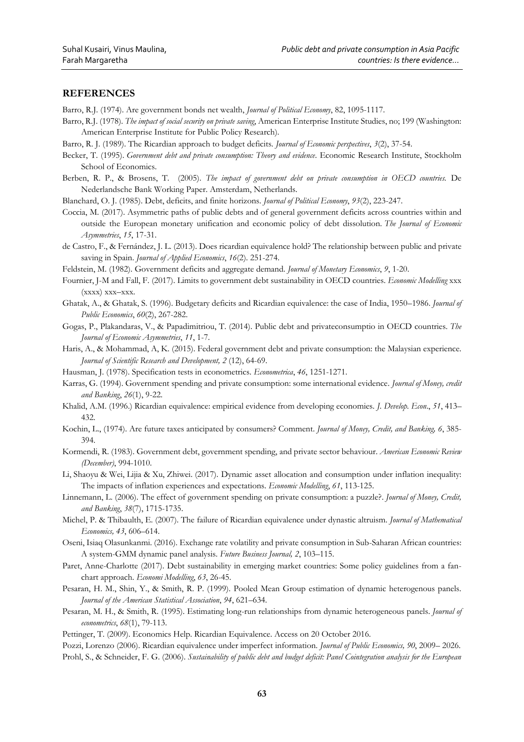## REFERENCES

Barro, R.J. (1974). Are government bonds net wealth, *Journal of Political Economy*, 82, 1095-1117.

Barro, R.J. (1978). *The impact of social security on private saving*, American Enterprise Institute Studies, no; 199 (Washington: American Enterprise Institute for Public Policy Research).

Barro, R. J. (1989). The Ricardian approach to budget deficits. *Journal of Economic perspectives*, *3*(2), 37-54.

Becker, T. (1995). *Government debt and private consumption: Theory and evidence*. Economic Research Institute, Stockholm School of Economics.

Berben, R. P., & Brosens, T. (2005). *The impact of government debt on private consumption in OECD countries.* De Nederlandsche Bank Working Paper. Amsterdam, Netherlands.

Blanchard, O. J. (1985). Debt, deficits, and finite horizons. *Journal of Political Economy*, *93*(2), 223-247.

Coccia, M. (2017). Asymmetric paths of public debts and of general government deficits across countries within and outside the European monetary unification and economic policy of debt dissolution. *The Journal of Economic Asymmetries*, *15*, 17-31.

de Castro, F., & Fernández, J. L. (2013). Does ricardian equivalence hold? The relationship between public and private saving in Spain. *Journal of Applied Economics*, *16*(2). 251-274.

Feldstein, M. (1982). Government deficits and aggregate demand. *Journal of Monetary Economics*, *9*, 1-20.

Fournier, J-M and Fall, F. (2017). Limits to government debt sustainability in OECD countries. *Economic Modelling* xxx (xxxx) xxx–xxx.

Ghatak, A., & Ghatak, S. (1996). Budgetary deficits and Ricardian equivalence: the case of India, 1950–1986. *Journal of Public Economics*, *60*(2), 267-282.

Gogas, P., Plakandaras, V., & Papadimitriou, T. (2014). Public debt and privateconsumptio in OECD countries. *The Journal of Economic Asymmetries*, *11*, 1-7.

Haris, A., & Mohammad, A, K. (2015). Federal government debt and private consumption: the Malaysian experience. *Journal of Scientific Research and Development, 2* (12), 64-69.

Hausman, J. (1978). Specification tests in econometrics. *Econometrica*, *46*, 1251-1271.

Karras, G. (1994). Government spending and private consumption: some international evidence. *Journal of Money, credit and Banking*, *26*(1), 9-22.

Khalid, A.M. (1996.) Ricardian equivalence: empirical evidence from developing economies. *J. Develop. Econ*., *51*, 413–432.

Kochin, L., (1974). Are future taxes anticipated by consumers? Comment. *Journal of Money, Credit, and Banking, 6*, 385-394.

Kormendi, R. (1983). Government debt, government spending, and private sector behaviour. *American Economic Review (December)*, 994-1010.

Li, Shaoyu & Wei, Lijia & Xu, Zhiwei. (2017). Dynamic asset allocation and consumption under inflation inequality: The impacts of inflation experiences and expectations. *Economic Modelling*, *61*, 113-125.

Linnemann, L. (2006). The effect of government spending on private consumption: a puzzle?. *Journal of Money, Credit, and Banking*, *38*(7), 1715-1735.

Michel, P. & Thibaulth, E. (2007). The failure of Ricardian equivalence under dynastic altruism. *Journal of Mathematical Economics, 43*, 606–614.

Oseni, Isiaq Olasunkanmi. (2016). Exchange rate volatility and private consumption in Sub-Saharan African countries: A system-GMM dynamic panel analysis. *Future Business Journal, 2*, 103–115.

Paret, Anne-Charlotte (2017). Debt sustainability in emerging market countries: Some policy guidelines from a fan-chart approach. *Economi Modelling*, *63*, 26-45.

Pesaran, H. M., Shin, Y., & Smith, R. P. (1999). Pooled Mean Group estimation of dynamic heterogenous panels. *Journal of the American Statistical Association*, *94*, 621–634.

Pesaran, M. H., & Smith, R. (1995). Estimating long-run relationships from dynamic heterogeneous panels. *Journal of econometrics*, *68*(1), 79-113.

Pettinger, T. (2009). Economics Help. Ricardian Equivalence. Access on 20 October 2016.

Pozzi, Lorenzo (2006). Ricardian equivalence under imperfect information. *Journal of Public Economics, 90*, 2009– 2026.

Prohl, S., & Schneider, F. G. (2006). *Sustainability of public debt and budget deficit: Panel Cointegration analysis for the European*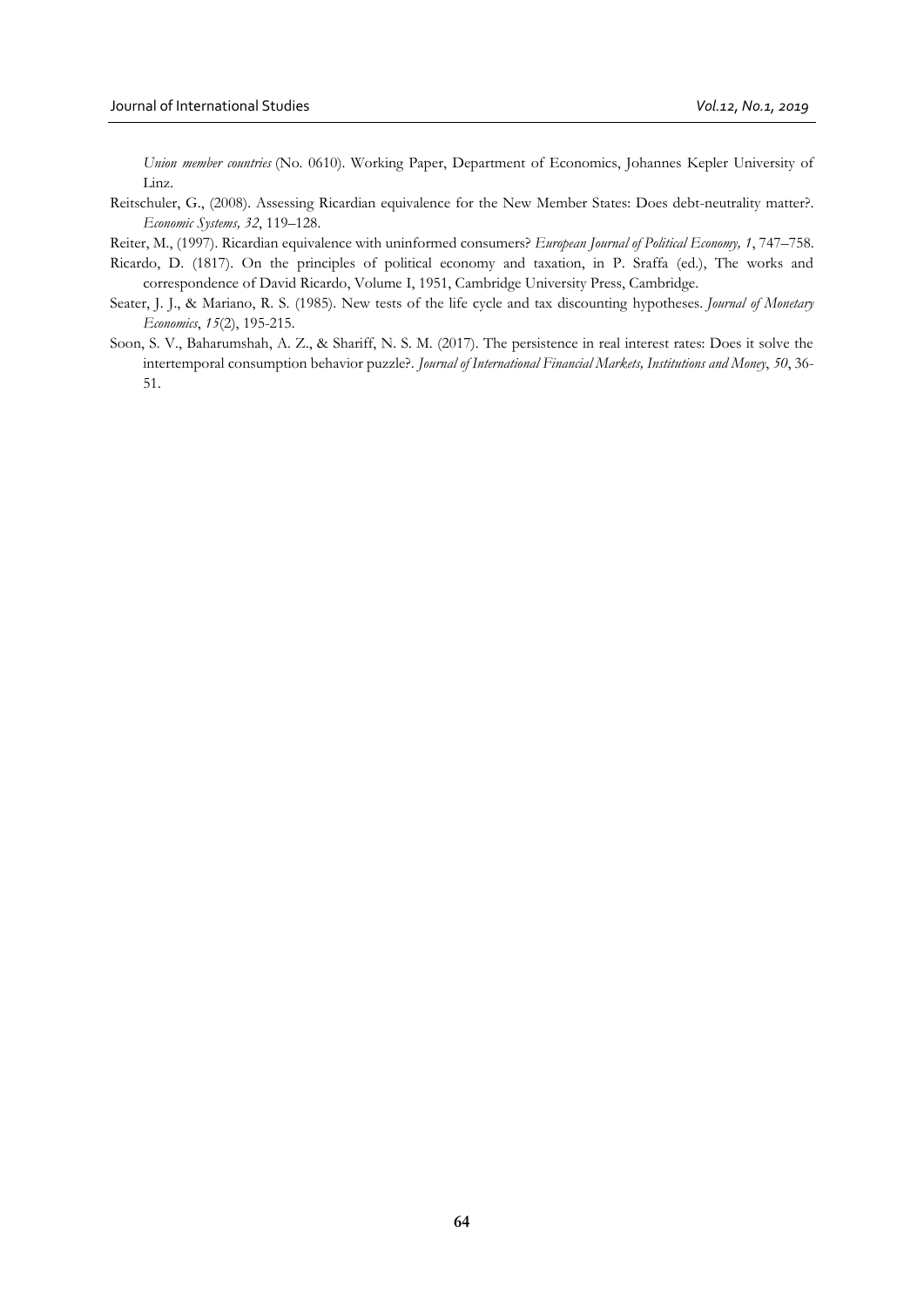*Union member countries* (No. 0610). Working Paper, Department of Economics, Johannes Kepler University of Linz.

Reitschuler, G., (2008). Assessing Ricardian equivalence for the New Member States: Does debt-neutrality matter?. *Economic Systems, 32*, 119–128.

Reiter, M., (1997). Ricardian equivalence with uninformed consumers? *European Journal of Political Economy, 1*, 747–758.

Ricardo, D. (1817). On the principles of political economy and taxation, in P. Sraffa (ed.), The works and correspondence of David Ricardo, Volume I, 1951, Cambridge University Press, Cambridge.

Seater, J. J., & Mariano, R. S. (1985). New tests of the life cycle and tax discounting hypotheses. *Journal of Monetary Economics*, *15*(2), 195-215.

Soon, S. V., Baharumshah, A. Z., & Shariff, N. S. M. (2017). The persistence in real interest rates: Does it solve the intertemporal consumption behavior puzzle?. *Journal of International Financial Markets, Institutions and Money*, *50*, 36-51.